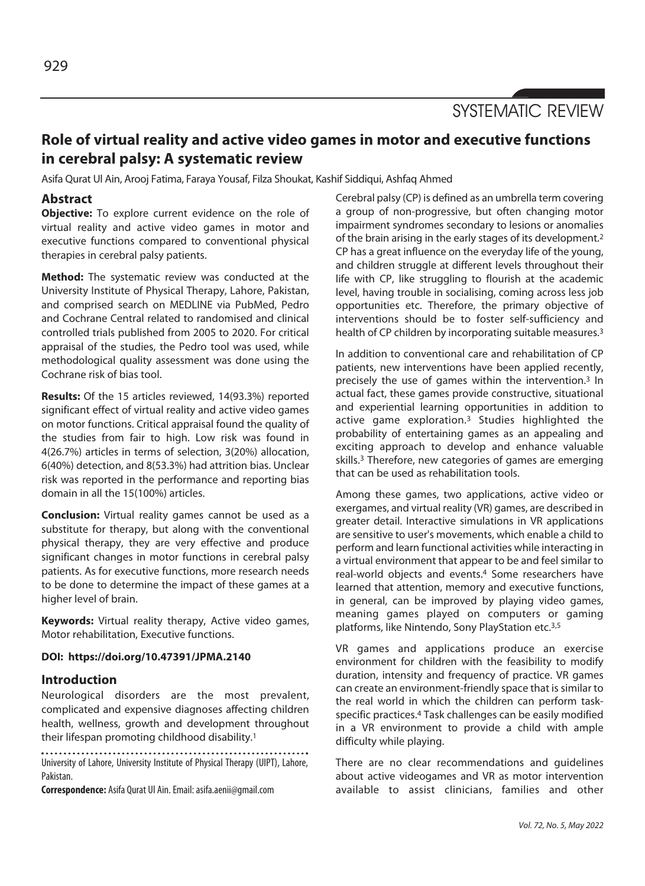SYSTEMATIC REVIEW

# Role of virtual reality and active video games in motor and executive functions in cerebral palsy: A systematic review

Asifa Qurat Ul Ain, Arooj Fatima, Faraya Yousaf, Filza Shoukat, Kashif Siddiqui, Ashfaq Ahmed

## Abstract

**Objective:** To explore current evidence on the role of virtual reality and active video games in motor and executive functions compared to conventional physical therapies in cerebral palsy patients.

**Method:** The systematic review was conducted at the University Institute of Physical Therapy, Lahore, Pakistan, and comprised search on MEDLINE via PubMed, Pedro and Cochrane Central related to randomised and clinical controlled trials published from 2005 to 2020. For critical appraisal of the studies, the Pedro tool was used, while methodological quality assessment was done using the Cochrane risk of bias tool.

**Results:** Of the 15 articles reviewed, 14(93.3%) reported significant effect of virtual reality and active video games on motor functions. Critical appraisal found the quality of the studies from fair to high. Low risk was found in 4(26.7%) articles in terms of selection, 3(20%) allocation, 6(40%) detection, and 8(53.3%) had attrition bias. Unclear risk was reported in the performance and reporting bias domain in all the 15(100%) articles.

**Conclusion:** Virtual reality games cannot be used as a substitute for therapy, but along with the conventional physical therapy, they are very effective and produce significant changes in motor functions in cerebral palsy patients. As for executive functions, more research needs to be done to determine the impact of these games at a higher level of brain.

**Keywords:** Virtual reality therapy, Active video games, Motor rehabilitation, Executive functions.

**DOI: https://doi.org/10.47391/JPMA.2140**

## Introduction

Neurological disorders are the most prevalent, complicated and expensive diagnoses affecting children health, wellness, growth and development throughout their lifespan promoting childhood disability.[1]

University of Lahore, University Institute of Physical Therapy (UIPT), Lahore, Pakistan.

**Correspondence:** Asifa Qurat Ul Ain. Email: asifa.aenii@gmail.com

Cerebral palsy (CP) is defined as an umbrella term covering a group of non-progressive, but often changing motor impairment syndromes secondary to lesions or anomalies of the brain arising in the early stages of its development.[2] CP has a great influence on the everyday life of the young, and children struggle at different levels throughout their life with CP, like struggling to flourish at the academic level, having trouble in socialising, coming across less job opportunities etc. Therefore, the primary objective of interventions should be to foster self-sufficiency and health of CP children by incorporating suitable measures.[3]

In addition to conventional care and rehabilitation of CP patients, new interventions have been applied recently, precisely the use of games within the intervention.[3] In actual fact, these games provide constructive, situational and experiential learning opportunities in addition to active game exploration.[3] Studies highlighted the probability of entertaining games as an appealing and exciting approach to develop and enhance valuable skills.[3] Therefore, new categories of games are emerging that can be used as rehabilitation tools.

Among these games, two applications, active video or exergames, and virtual reality (VR) games, are described in greater detail. Interactive simulations in VR applications are sensitive to user's movements, which enable a child to perform and learn functional activities while interacting in a virtual environment that appear to be and feel similar to real-world objects and events.[4] Some researchers have learned that attention, memory and executive functions, in general, can be improved by playing video games, meaning games played on computers or gaming platforms, like Nintendo, Sony PlayStation etc.[3,5]

VR games and applications produce an exercise environment for children with the feasibility to modify duration, intensity and frequency of practice. VR games can create an environment-friendly space that is similar to the real world in which the children can perform task-specific practices.[4] Task challenges can be easily modified in a VR environment to provide a child with ample difficulty while playing.

There are no clear recommendations and guidelines about active videogames and VR as motor intervention available to assist clinicians, families and other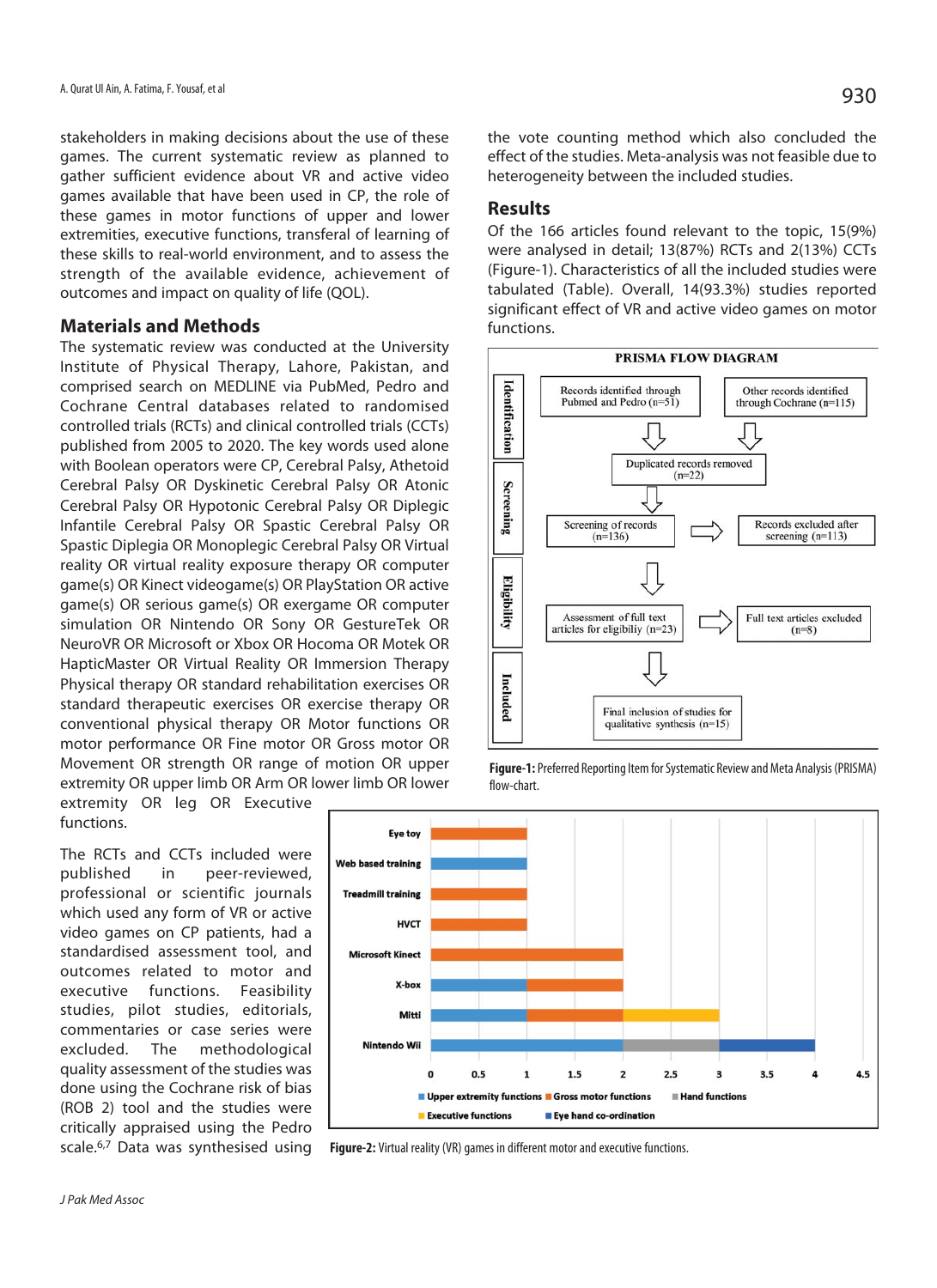stakeholders in making decisions about the use of these games. The current systematic review as planned to gather sufficient evidence about VR and active video games available that have been used in CP, the role of these games in motor functions of upper and lower extremities, executive functions, transferal of learning of these skills to real-world environment, and to assess the strength of the available evidence, achievement of outcomes and impact on quality of life (QOL).

## Materials and Methods

The systematic review was conducted at the University Institute of Physical Therapy, Lahore, Pakistan, and comprised search on MEDLINE via PubMed, Pedro and Cochrane Central databases related to randomised controlled trials (RCTs) and clinical controlled trials (CCTs) published from 2005 to 2020. The key words used alone with Boolean operators were CP, Cerebral Palsy, Athetoid Cerebral Palsy OR Dyskinetic Cerebral Palsy OR Atonic Cerebral Palsy OR Hypotonic Cerebral Palsy OR Diplegic Infantile Cerebral Palsy OR Spastic Cerebral Palsy OR Spastic Diplegia OR Monoplegic Cerebral Palsy OR Virtual reality OR virtual reality exposure therapy OR computer game(s) OR Kinect videogame(s) OR PlayStation OR active game(s) OR serious game(s) OR exergame OR computer simulation OR Nintendo OR Sony OR GestureTek OR NeuroVR OR Microsoft or Xbox OR Hocoma OR Motek OR HapticMaster OR Virtual Reality OR Immersion Therapy Physical therapy OR standard rehabilitation exercises OR standard therapeutic exercises OR exercise therapy OR conventional physical therapy OR Motor functions OR motor performance OR Fine motor OR Gross motor OR Movement OR strength OR range of motion OR upper extremity OR upper limb OR Arm OR lower limb OR lower extremity OR leg OR Executive functions.

The RCTs and CCTs included were published in peer-reviewed, professional or scientific journals which used any form of VR or active video games on CP patients, had a standardised assessment tool, and outcomes related to motor and executive functions. Feasibility studies, pilot studies, editorials, commentaries or case series were excluded. The methodological quality assessment of the studies was done using the Cochrane risk of bias (ROB 2) tool and the studies were critically appraised using the Pedro scale.[6,7] Data was synthesised using the vote counting method which also concluded the effect of the studies. Meta-analysis was not feasible due to heterogeneity between the included studies.

## Results

Of the 166 articles found relevant to the topic, 15(9%) were analysed in detail; 13(87%) RCTs and 2(13%) CCTs (Figure-1). Characteristics of all the included studies were tabulated (Table). Overall, 14(93.3%) studies reported significant effect of VR and active video games on motor functions.

PRISMA FLOW DIAGRAM

- Identification: Records identified through Pubmed and Pedro (n=51); Other records identified through Cochrane (n=115)
- Duplicated records removed (n=22)
- Screening: Screening of records (n=136) → Records excluded after screening (n=113)
- Eligibility: Assessment of full text articles for eligibiliy (n=23) → Full text articles excluded (n=8)
- Included: Final inclusion of studies for qualitative synthesis (n=15)

**Figure-1:** Preferred Reporting Item for Systematic Review and Meta Analysis (PRISMA) flow-chart.

| Game | Upper extremity functions | Gross motor functions | Hand functions | Executive functions | Eye hand co-ordination |
|---|---|---|---|---|---|
| Eye toy | | 1 | | | |
| Web based training | 1 | | | | |
| Treadmill training | | 1 | | | |
| HVCT | | 1 | | | |
| Microsoft Kinect | | 2 | | | |
| X-box | 1 | 1 | | | |
| Mitti | 1 | 1 | | 1 | |
| Nintendo Wii | 2 | | 1 | | 1 |

**Figure-2:** Virtual reality (VR) games in different motor and executive functions.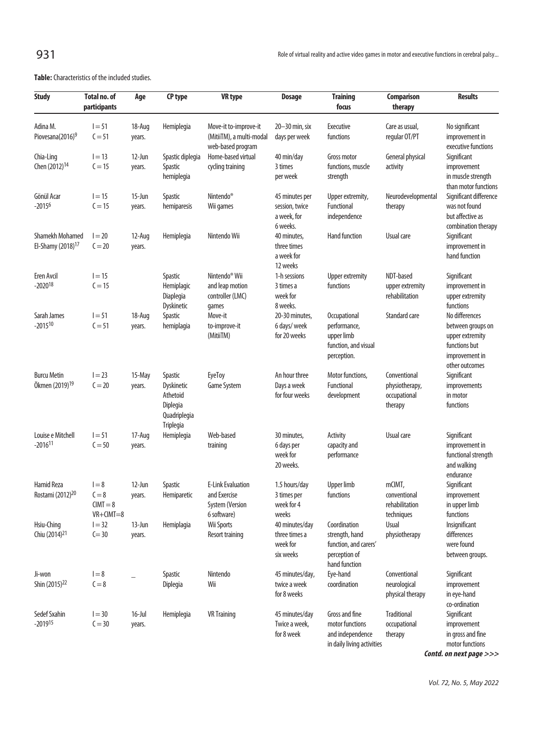**Table:** Characteristics of the included studies.

| Study | Total no. of participants | Age | CP type | VR type | Dosage | Training focus | Comparison therapy | Results |
|---|---|---|---|---|---|---|---|---|
| Adina M. Piovesana(2016)[9] | I = 51 C = 51 | 18-Aug years. | Hemiplegia | Move-it to-improve-it (MitiiTM), a multi-modal web-based program | 20–30 min, six days per week | Executive functions | Care as usual, regular OT/PT | No significant improvement in executive functions |
| Chia-Ling Chen (2012)[14] | I = 13 C = 15 | 12-Jun years. | Spastic diplegia Spastic hemiplegia | Home-based virtual cycling training | 40 min/day 3 times per week | Gross motor functions, muscle strength | General physical activity | Significant improvement in muscle strength than motor functions |
| Gönül Acar -2015[6] | I = 15 C = 15 | 15-Jun years. | Spastic hemiparesis | Nintendo® Wii games | 45 minutes per session, twice a week, for 6 weeks. | Upper extremity, Functional independence | Neurodevelopmental therapy | Significant difference was not found but affective as combination therapy |
| Shamekh Mohamed El-Shamy (2018)[17] | I = 20 C = 20 | 12-Aug years. | Hemiplegia | Nintendo Wii | 40 minutes, three times a week for 12 weeks | Hand function | Usual care | Significant improvement in hand function |
| Eren Avcil -2020[18] | I = 15 C = 15 | | Spastic Hemiplagic Diaplegia Dyskinetic | Nintendo® Wii and leap motion controller (LMC) games | 1-h sessions 3 times a week for 8 weeks. | Upper extremity functions | NDT-based upper extremity rehabilitation | Significant improvement in upper extremity functions |
| Sarah James -2015[10] | I = 51 C = 51 | 18-Aug years. | Spastic hemiplagia | Move-it to-improve-it (MitiiTM) | 20-30 minutes, 6 days/ week for 20 weeks | Occupational performance, upper limb function, and visual perception. | Standard care | No differences between groups on upper extremity functions but improvement in other outcomes |
| Burcu Metin Ökmen (2019)[19] | I = 23 C = 20 | 15-May years. | Spastic Dyskinetic Athetoid Diplegia Quadriplegia Triplegia | EyeToy Game System | An hour three Days a week for four weeks | Motor functions, Functional development | Conventional physiotherapy, occupational therapy | Significant improvements in motor functions |
| Louise e Mitchell -2016[11] | I = 51 C = 50 | 17-Aug years. | Hemiplegia | Web-based training | 30 minutes, 6 days per week for 20 weeks. | Activity capacity and performance | Usual care | Significant improvement in functional strength and walking endurance |
| Hamid Reza Rostami (2012)[20] | I = 8 C = 8 CIMT = 8 VR+CIMT=8 | 12-Jun years. | Spastic Hemiparetic | E-Link Evaluation and Exercise System (Version 6 software) | 1.5 hours/day 3 times per week for 4 weeks | Upper limb functions | mCIMT, conventional rehabilitation techniques | Significant improvement in upper limb functions |
| Hsiu-Ching Chiu (2014)[21] | I = 32 C= 30 | 13-Jun years. | Hemiplagia | Wii Sports Resort training | 40 minutes/day three times a week for six weeks | Coordination strength, hand function, and carers' perception of hand function | Usual physiotherapy | Insignificant differences were found between groups. |
| Ji-won Shin (2015)[22] | I = 8 C = 8 | _ | Spastic Diplegia | Nintendo Wii | 45 minutes/day, twice a week for 8 weeks | Eye-hand coordination | Conventional neurological physical therapy | Significant improvement in eye-hand co-ordination |
| Sedef Sxahin -2019[15] | I = 30 C = 30 | 16-Jul years. | Hemiplegia | VR Training | 45 minutes/day Twice a week, for 8 week | Gross and fine motor functions and independence in daily living activities | Traditional occupational therapy | Significant improvement in gross and fine motor functions |

***Contd. on next page >>>***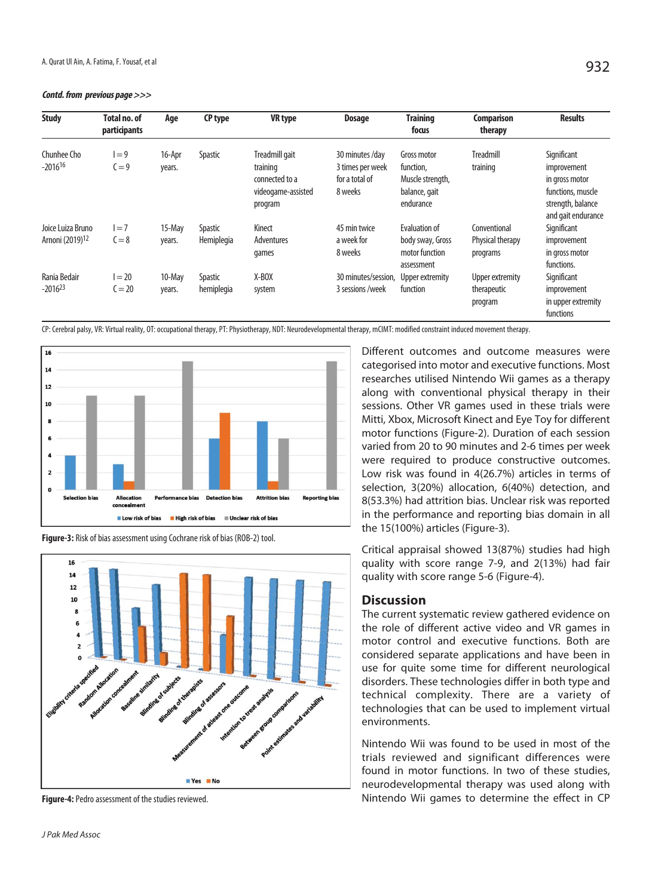*Contd. from previous page >>>*

| Study | Total no. of participants | Age | CP type | VR type | Dosage | Training focus | Comparison therapy | Results |
|---|---|---|---|---|---|---|---|---|
| Chunhee Cho -2016[16] | I = 9 C = 9 | 16-Apr years. | Spastic | Treadmill gait training connected to a videogame-assisted program | 30 minutes /day 3 times per week for a total of 8 weeks | Gross motor function, Muscle strength, balance, gait endurance | Treadmill training | Significant improvement in gross motor functions, muscle strength, balance and gait endurance |
| Joice Luiza Bruno Arnoni (2019)[12] | I = 7 C = 8 | 15-May years. | Spastic Hemiplegia | Kinect Adventures games | 45 min twice a week for 8 weeks | Evaluation of body sway, Gross motor function assessment | Conventional Physical therapy programs | Significant improvement in gross motor functions. |
| Rania Bedair -2016[23] | I = 20 C = 20 | 10-May years. | Spastic hemiplegia | X-BOX system | 30 minutes/session, 3 sessions /week | Upper extremity function | Upper extremity therapeutic program | Significant improvement in upper extremity functions |

CP: Cerebral palsy, VR: Virtual reality, OT: occupational therapy, PT: Physiotherapy, NDT: Neurodevelopmental therapy, mCIMT: modified constraint induced movement therapy.

**Figure-3:** Risk of bias assessment using Cochrane risk of bias (ROB-2) tool.

**Figure-4:** Pedro assessment of the studies reviewed.

Different outcomes and outcome measures were categorised into motor and executive functions. Most researches utilised Nintendo Wii games as a therapy along with conventional physical therapy in their sessions. Other VR games used in these trials were Mitti, Xbox, Microsoft Kinect and Eye Toy for different motor functions (Figure-2). Duration of each session varied from 20 to 90 minutes and 2-6 times per week were required to produce constructive outcomes. Low risk was found in 4(26.7%) articles in terms of selection, 3(20%) allocation, 6(40%) detection, and 8(53.3%) had attrition bias. Unclear risk was reported in the performance and reporting bias domain in all the 15(100%) articles (Figure-3).

Critical appraisal showed 13(87%) studies had high quality with score range 7-9, and 2(13%) had fair quality with score range 5-6 (Figure-4).

## Discussion

The current systematic review gathered evidence on the role of different active video and VR games in motor control and executive functions. Both are considered separate applications and have been in use for quite some time for different neurological disorders. These technologies differ in both type and technical complexity. There are a variety of technologies that can be used to implement virtual environments.

Nintendo Wii was found to be used in most of the trials reviewed and significant differences were found in motor functions. In two of these studies, neurodevelopmental therapy was used along with Nintendo Wii games to determine the effect in CP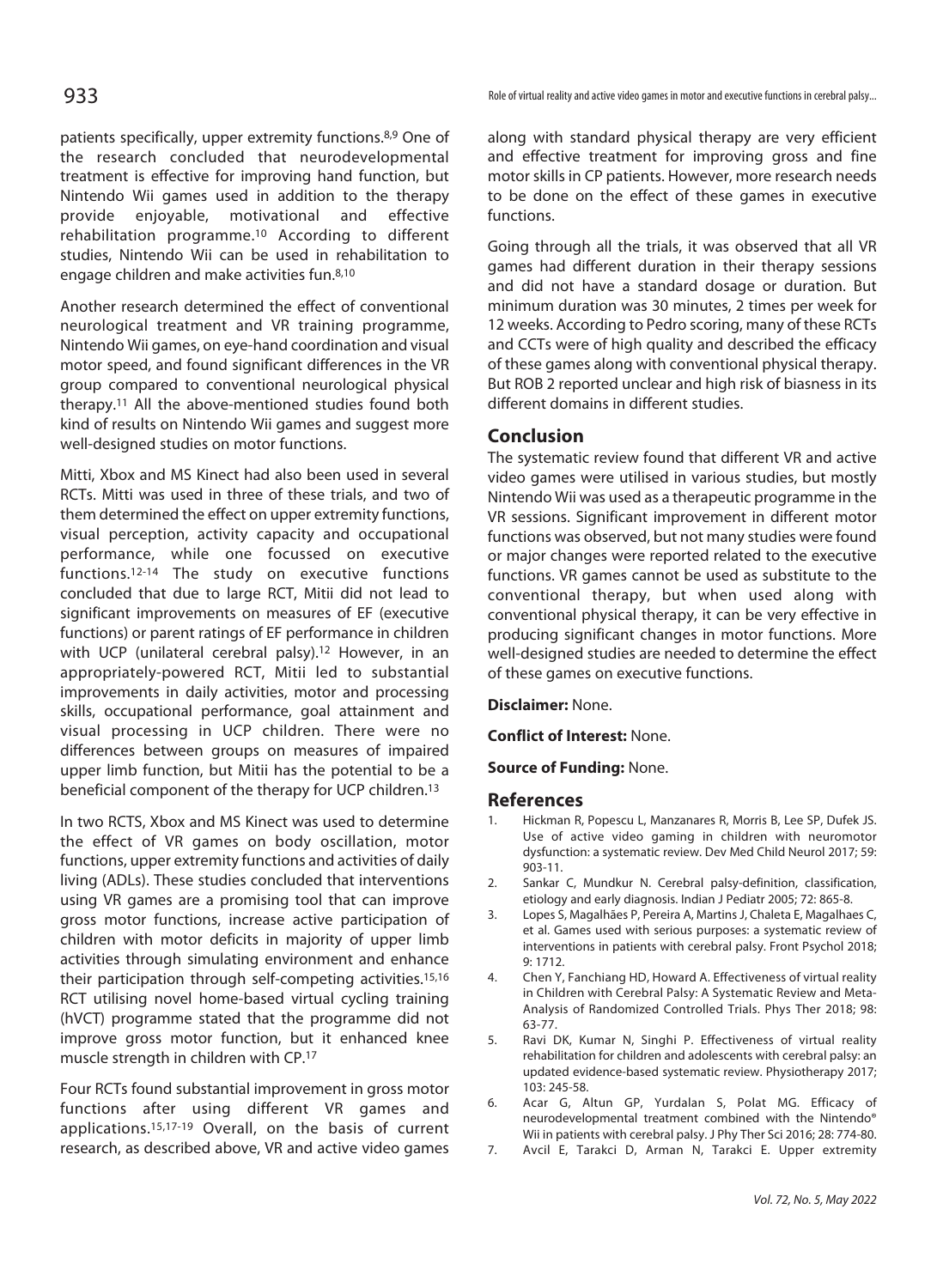patients specifically, upper extremity functions.[8,9] One of the research concluded that neurodevelopmental treatment is effective for improving hand function, but Nintendo Wii games used in addition to the therapy provide enjoyable, motivational and effective rehabilitation programme.[10] According to different studies, Nintendo Wii can be used in rehabilitation to engage children and make activities fun.[8,10]

Another research determined the effect of conventional neurological treatment and VR training programme, Nintendo Wii games, on eye-hand coordination and visual motor speed, and found significant differences in the VR group compared to conventional neurological physical therapy.[11] All the above-mentioned studies found both kind of results on Nintendo Wii games and suggest more well-designed studies on motor functions.

Mitti, Xbox and MS Kinect had also been used in several RCTs. Mitti was used in three of these trials, and two of them determined the effect on upper extremity functions, visual perception, activity capacity and occupational performance, while one focussed on executive functions.[12-14] The study on executive functions concluded that due to large RCT, Mitii did not lead to significant improvements on measures of EF (executive functions) or parent ratings of EF performance in children with UCP (unilateral cerebral palsy).[12] However, in an appropriately-powered RCT, Mitii led to substantial improvements in daily activities, motor and processing skills, occupational performance, goal attainment and visual processing in UCP children. There were no differences between groups on measures of impaired upper limb function, but Mitii has the potential to be a beneficial component of the therapy for UCP children.[13]

In two RCTS, Xbox and MS Kinect was used to determine the effect of VR games on body oscillation, motor functions, upper extremity functions and activities of daily living (ADLs). These studies concluded that interventions using VR games are a promising tool that can improve gross motor functions, increase active participation of children with motor deficits in majority of upper limb activities through simulating environment and enhance their participation through self-competing activities.[15,16] RCT utilising novel home-based virtual cycling training (hVCT) programme stated that the programme did not improve gross motor function, but it enhanced knee muscle strength in children with CP.[17]

Four RCTs found substantial improvement in gross motor functions after using different VR games and applications.[15,17-19] Overall, on the basis of current research, as described above, VR and active video games along with standard physical therapy are very efficient and effective treatment for improving gross and fine motor skills in CP patients. However, more research needs to be done on the effect of these games in executive functions.

Going through all the trials, it was observed that all VR games had different duration in their therapy sessions and did not have a standard dosage or duration. But minimum duration was 30 minutes, 2 times per week for 12 weeks. According to Pedro scoring, many of these RCTs and CCTs were of high quality and described the efficacy of these games along with conventional physical therapy. But ROB 2 reported unclear and high risk of biasness in its different domains in different studies.

## Conclusion

The systematic review found that different VR and active video games were utilised in various studies, but mostly Nintendo Wii was used as a therapeutic programme in the VR sessions. Significant improvement in different motor functions was observed, but not many studies were found or major changes were reported related to the executive functions. VR games cannot be used as substitute to the conventional therapy, but when used along with conventional physical therapy, it can be very effective in producing significant changes in motor functions. More well-designed studies are needed to determine the effect of these games on executive functions.

**Disclaimer:** None.

**Conflict of Interest:** None.

**Source of Funding:** None.

## References

1. Hickman R, Popescu L, Manzanares R, Morris B, Lee SP, Dufek JS. Use of active video gaming in children with neuromotor dysfunction: a systematic review. Dev Med Child Neurol 2017; 59: 903-11.
2. Sankar C, Mundkur N. Cerebral palsy-definition, classification, etiology and early diagnosis. Indian J Pediatr 2005; 72: 865-8.
3. Lopes S, Magalhães P, Pereira A, Martins J, Chaleta E, Magalhaes C, et al. Games used with serious purposes: a systematic review of interventions in patients with cerebral palsy. Front Psychol 2018; 9: 1712.
4. Chen Y, Fanchiang HD, Howard A. Effectiveness of virtual reality in Children with Cerebral Palsy: A Systematic Review and Meta-Analysis of Randomized Controlled Trials. Phys Ther 2018; 98: 63-77.
5. Ravi DK, Kumar N, Singhi P. Effectiveness of virtual reality rehabilitation for children and adolescents with cerebral palsy: an updated evidence-based systematic review. Physiotherapy 2017; 103: 245-58.
6. Acar G, Altun GP, Yurdalan S, Polat MG. Efficacy of neurodevelopmental treatment combined with the Nintendo® Wii in patients with cerebral palsy. J Phy Ther Sci 2016; 28: 774-80.
7. Avcil E, Tarakci D, Arman N, Tarakci E. Upper extremity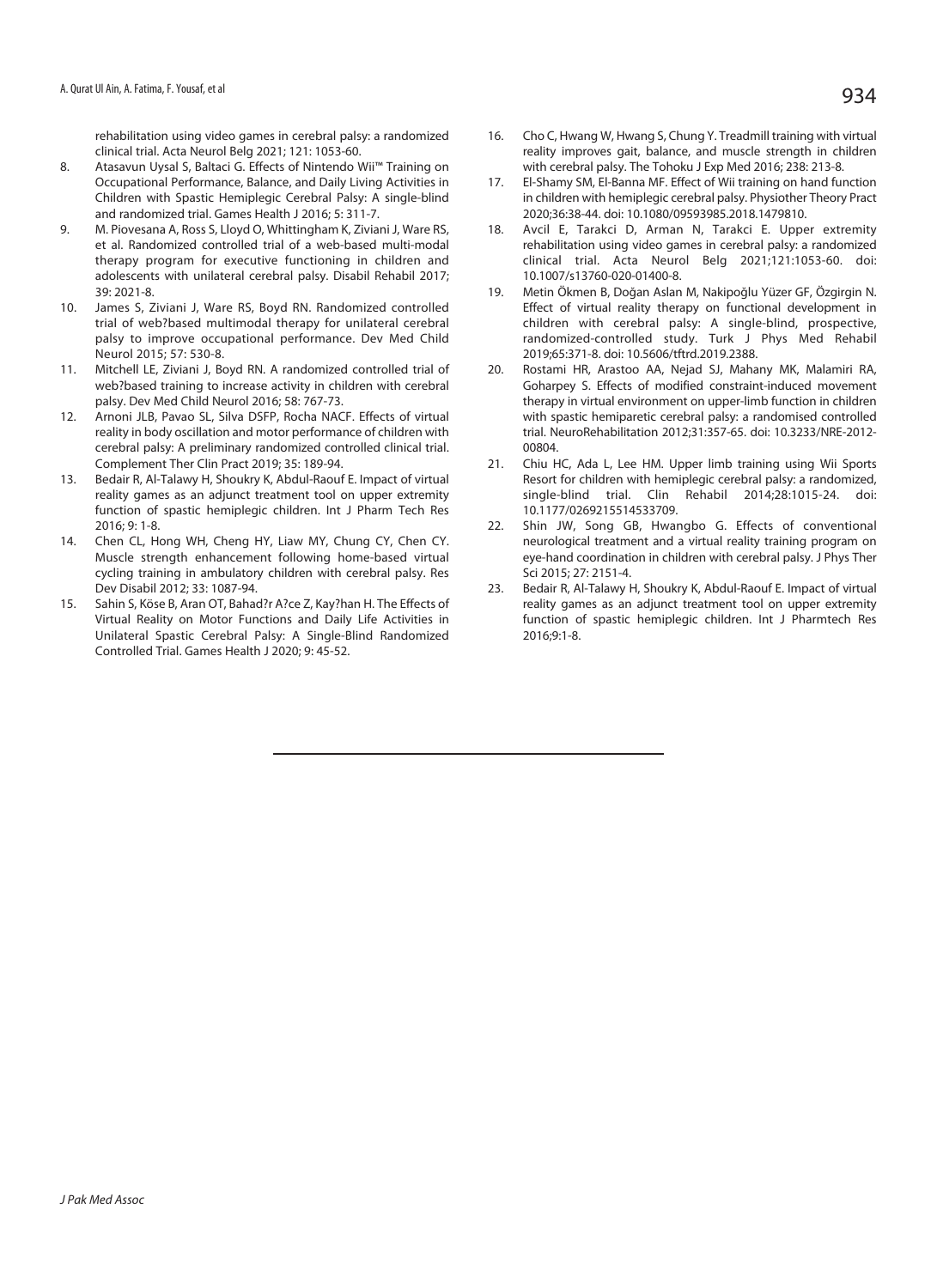rehabilitation using video games in cerebral palsy: a randomized clinical trial. Acta Neurol Belg 2021; 121: 1053-60.

8. Atasavun Uysal S, Baltaci G. Effects of Nintendo Wii™ Training on Occupational Performance, Balance, and Daily Living Activities in Children with Spastic Hemiplegic Cerebral Palsy: A single-blind and randomized trial. Games Health J 2016; 5: 311-7.
9. M. Piovesana A, Ross S, Lloyd O, Whittingham K, Ziviani J, Ware RS, et al. Randomized controlled trial of a web-based multi-modal therapy program for executive functioning in children and adolescents with unilateral cerebral palsy. Disabil Rehabil 2017; 39: 2021-8.
10. James S, Ziviani J, Ware RS, Boyd RN. Randomized controlled trial of web?based multimodal therapy for unilateral cerebral palsy to improve occupational performance. Dev Med Child Neurol 2015; 57: 530-8.
11. Mitchell LE, Ziviani J, Boyd RN. A randomized controlled trial of web?based training to increase activity in children with cerebral palsy. Dev Med Child Neurol 2016; 58: 767-73.
12. Arnoni JLB, Pavao SL, Silva DSFP, Rocha NACF. Effects of virtual reality in body oscillation and motor performance of children with cerebral palsy: A preliminary randomized controlled clinical trial. Complement Ther Clin Pract 2019; 35: 189-94.
13. Bedair R, Al-Talawy H, Shoukry K, Abdul-Raouf E. Impact of virtual reality games as an adjunct treatment tool on upper extremity function of spastic hemiplegic children. Int J Pharm Tech Res 2016; 9: 1-8.
14. Chen CL, Hong WH, Cheng HY, Liaw MY, Chung CY, Chen CY. Muscle strength enhancement following home-based virtual cycling training in ambulatory children with cerebral palsy. Res Dev Disabil 2012; 33: 1087-94.
15. Sahin S, Köse B, Aran OT, Bahad?r A?ce Z, Kay?han H. The Effects of Virtual Reality on Motor Functions and Daily Life Activities in Unilateral Spastic Cerebral Palsy: A Single-Blind Randomized Controlled Trial. Games Health J 2020; 9: 45-52.
16. Cho C, Hwang W, Hwang S, Chung Y. Treadmill training with virtual reality improves gait, balance, and muscle strength in children with cerebral palsy. The Tohoku J Exp Med 2016; 238: 213-8.
17. El-Shamy SM, El-Banna MF. Effect of Wii training on hand function in children with hemiplegic cerebral palsy. Physiother Theory Pract 2020;36:38-44. doi: 10.1080/09593985.2018.1479810.
18. Avcil E, Tarakci D, Arman N, Tarakci E. Upper extremity rehabilitation using video games in cerebral palsy: a randomized clinical trial. Acta Neurol Belg 2021;121:1053-60. doi: 10.1007/s13760-020-01400-8.
19. Metin Ökmen B, Doğan Aslan M, Nakipoğlu Yüzer GF, Özgirgin N. Effect of virtual reality therapy on functional development in children with cerebral palsy: A single-blind, prospective, randomized-controlled study. Turk J Phys Med Rehabil 2019;65:371-8. doi: 10.5606/tftrd.2019.2388.
20. Rostami HR, Arastoo AA, Nejad SJ, Mahany MK, Malamiri RA, Goharpey S. Effects of modified constraint-induced movement therapy in virtual environment on upper-limb function in children with spastic hemiparetic cerebral palsy: a randomised controlled trial. NeuroRehabilitation 2012;31:357-65. doi: 10.3233/NRE-2012-00804.
21. Chiu HC, Ada L, Lee HM. Upper limb training using Wii Sports Resort for children with hemiplegic cerebral palsy: a randomized, single-blind trial. Clin Rehabil 2014;28:1015-24. doi: 10.1177/0269215514533709.
22. Shin JW, Song GB, Hwangbo G. Effects of conventional neurological treatment and a virtual reality training program on eye-hand coordination in children with cerebral palsy. J Phys Ther Sci 2015; 27: 2151-4.
23. Bedair R, Al-Talawy H, Shoukry K, Abdul-Raouf E. Impact of virtual reality games as an adjunct treatment tool on upper extremity function of spastic hemiplegic children. Int J Pharmtech Res 2016;9:1-8.